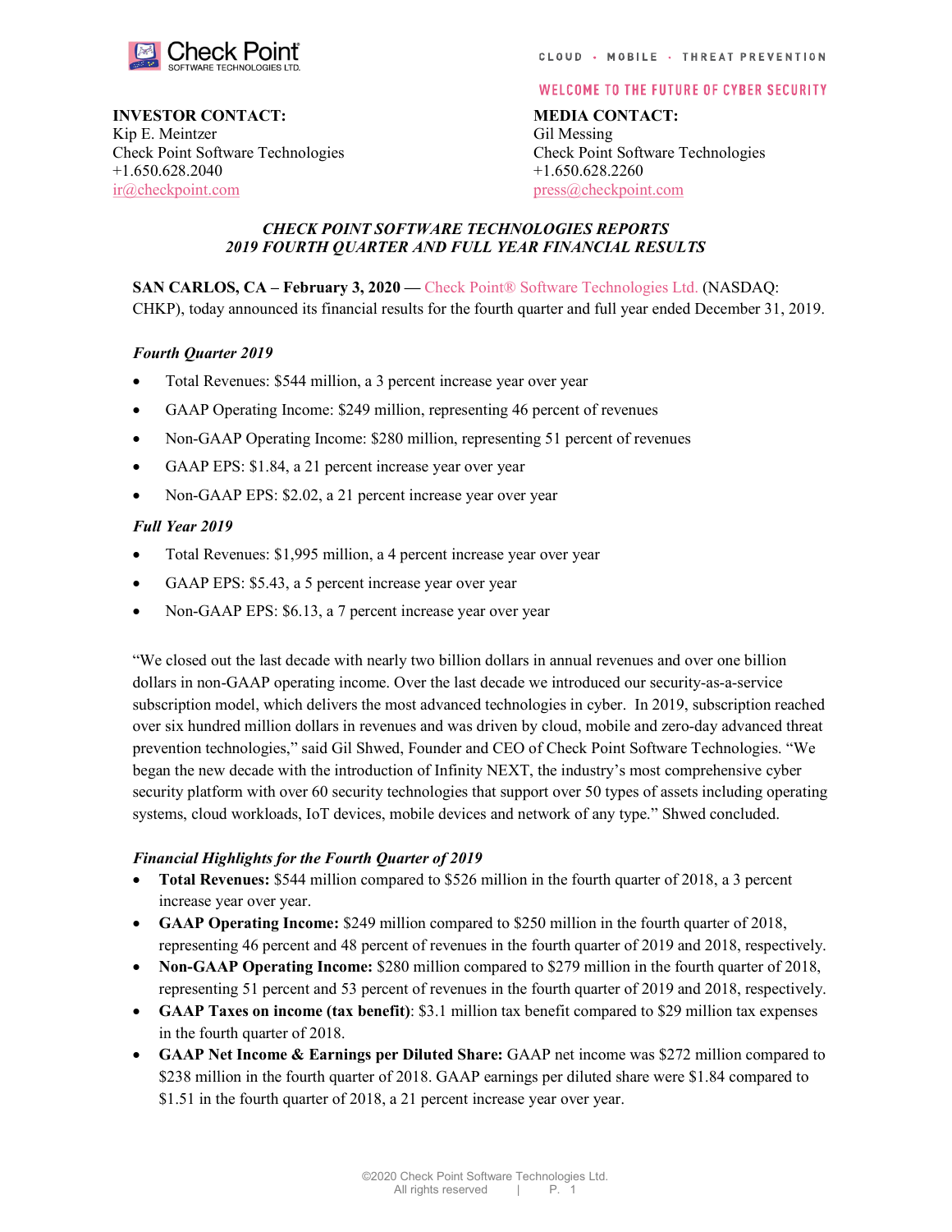Check Point SOFTWARE TECHNOLOGIES LTD.

CLOUD • MOBILE • THREAT PREVENTION

WELCOME TO THE FUTURE OF CYBER SECURITY

**INVESTOR CONTACT:**
Kip E. Meintzer
Check Point Software Technologies
+1.650.628.2040
ir@checkpoint.com

**MEDIA CONTACT:**
Gil Messing
Check Point Software Technologies
+1.650.628.2260
press@checkpoint.com

# *CHECK POINT SOFTWARE TECHNOLOGIES REPORTS 2019 FOURTH QUARTER AND FULL YEAR FINANCIAL RESULTS*

**SAN CARLOS, CA – February 3, 2020 —** Check Point® Software Technologies Ltd. (NASDAQ: CHKP), today announced its financial results for the fourth quarter and full year ended December 31, 2019.

### *Fourth Quarter 2019*

- Total Revenues: $544 million, a 3 percent increase year over year
- GAAP Operating Income: $249 million, representing 46 percent of revenues
- Non-GAAP Operating Income: $280 million, representing 51 percent of revenues
- GAAP EPS: $1.84, a 21 percent increase year over year
- Non-GAAP EPS: $2.02, a 21 percent increase year over year

### *Full Year 2019*

- Total Revenues: $1,995 million, a 4 percent increase year over year
- GAAP EPS: $5.43, a 5 percent increase year over year
- Non-GAAP EPS: $6.13, a 7 percent increase year over year

"We closed out the last decade with nearly two billion dollars in annual revenues and over one billion dollars in non-GAAP operating income. Over the last decade we introduced our security-as-a-service subscription model, which delivers the most advanced technologies in cyber. In 2019, subscription reached over six hundred million dollars in revenues and was driven by cloud, mobile and zero-day advanced threat prevention technologies," said Gil Shwed, Founder and CEO of Check Point Software Technologies. "We began the new decade with the introduction of Infinity NEXT, the industry's most comprehensive cyber security platform with over 60 security technologies that support over 50 types of assets including operating systems, cloud workloads, IoT devices, mobile devices and network of any type." Shwed concluded.

### *Financial Highlights for the Fourth Quarter of 2019*

- **Total Revenues:** $544 million compared to $526 million in the fourth quarter of 2018, a 3 percent increase year over year.
- **GAAP Operating Income:** $249 million compared to $250 million in the fourth quarter of 2018, representing 46 percent and 48 percent of revenues in the fourth quarter of 2019 and 2018, respectively.
- **Non-GAAP Operating Income:** $280 million compared to $279 million in the fourth quarter of 2018, representing 51 percent and 53 percent of revenues in the fourth quarter of 2019 and 2018, respectively.
- **GAAP Taxes on income (tax benefit)**: $3.1 million tax benefit compared to $29 million tax expenses in the fourth quarter of 2018.
- **GAAP Net Income & Earnings per Diluted Share:** GAAP net income was $272 million compared to $238 million in the fourth quarter of 2018. GAAP earnings per diluted share were $1.84 compared to $1.51 in the fourth quarter of 2018, a 21 percent increase year over year.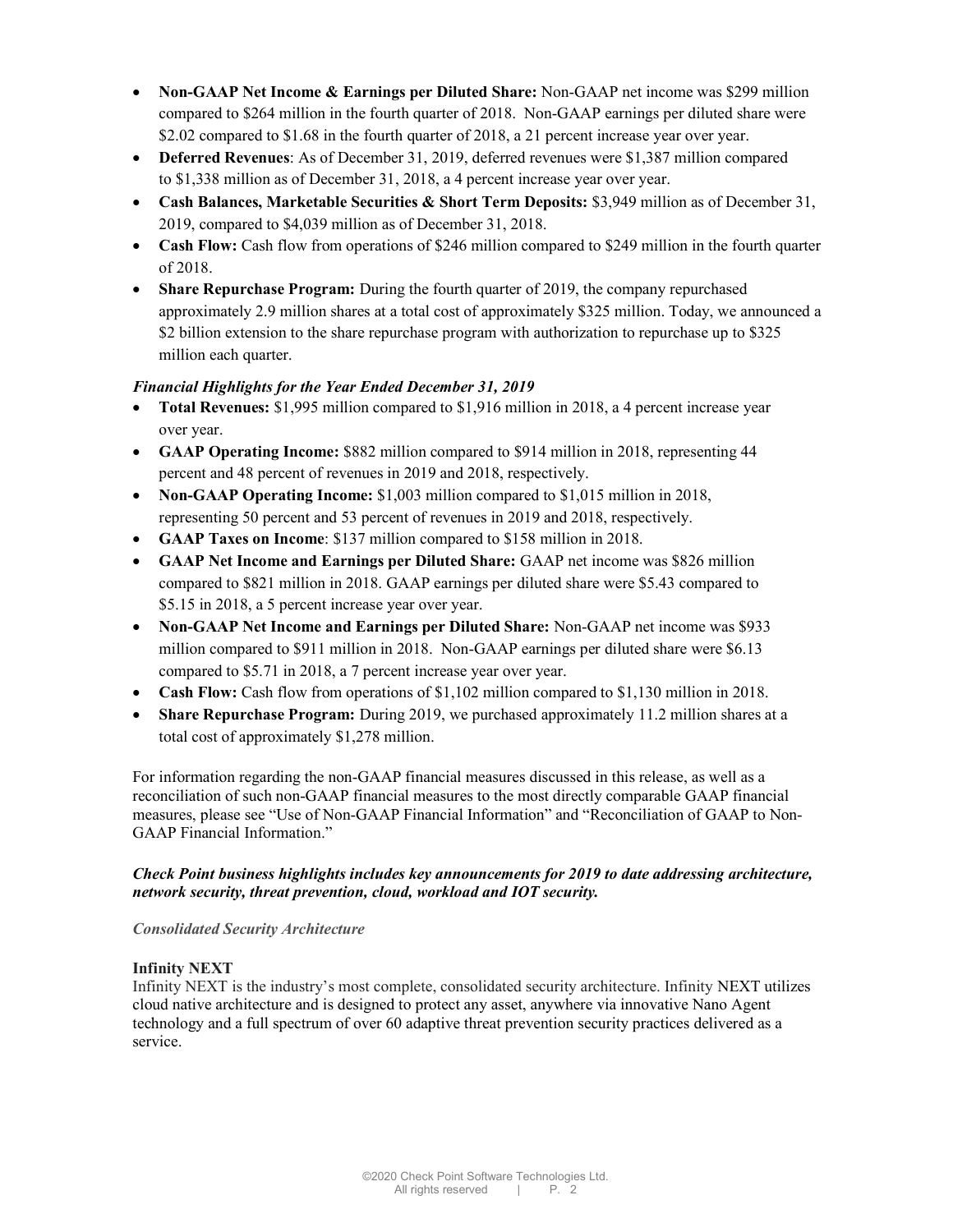- **Non-GAAP Net Income & Earnings per Diluted Share:** Non-GAAP net income was $299 million compared to $264 million in the fourth quarter of 2018. Non-GAAP earnings per diluted share were $2.02 compared to $1.68 in the fourth quarter of 2018, a 21 percent increase year over year.
- **Deferred Revenues**: As of December 31, 2019, deferred revenues were $1,387 million compared to $1,338 million as of December 31, 2018, a 4 percent increase year over year.
- **Cash Balances, Marketable Securities & Short Term Deposits:** $3,949 million as of December 31, 2019, compared to $4,039 million as of December 31, 2018.
- **Cash Flow:** Cash flow from operations of $246 million compared to $249 million in the fourth quarter of 2018.
- **Share Repurchase Program:** During the fourth quarter of 2019, the company repurchased approximately 2.9 million shares at a total cost of approximately $325 million. Today, we announced a $2 billion extension to the share repurchase program with authorization to repurchase up to $325 million each quarter.

***Financial Highlights for the Year Ended December 31, 2019***

- **Total Revenues:** $1,995 million compared to $1,916 million in 2018, a 4 percent increase year over year.
- **GAAP Operating Income:** $882 million compared to $914 million in 2018, representing 44 percent and 48 percent of revenues in 2019 and 2018, respectively.
- **Non-GAAP Operating Income:** $1,003 million compared to $1,015 million in 2018, representing 50 percent and 53 percent of revenues in 2019 and 2018, respectively.
- **GAAP Taxes on Income**: $137 million compared to $158 million in 2018.
- **GAAP Net Income and Earnings per Diluted Share:** GAAP net income was $826 million compared to $821 million in 2018. GAAP earnings per diluted share were $5.43 compared to $5.15 in 2018, a 5 percent increase year over year.
- **Non-GAAP Net Income and Earnings per Diluted Share:** Non-GAAP net income was $933 million compared to $911 million in 2018. Non-GAAP earnings per diluted share were $6.13 compared to $5.71 in 2018, a 7 percent increase year over year.
- **Cash Flow:** Cash flow from operations of $1,102 million compared to $1,130 million in 2018.
- **Share Repurchase Program:** During 2019, we purchased approximately 11.2 million shares at a total cost of approximately $1,278 million.

For information regarding the non-GAAP financial measures discussed in this release, as well as a reconciliation of such non-GAAP financial measures to the most directly comparable GAAP financial measures, please see "Use of Non-GAAP Financial Information" and "Reconciliation of GAAP to Non-GAAP Financial Information."

***Check Point business highlights includes key announcements for 2019 to date addressing architecture, network security, threat prevention, cloud, workload and IOT security.***

*Consolidated Security Architecture*

**Infinity NEXT**

Infinity NEXT is the industry's most complete, consolidated security architecture. Infinity NEXT utilizes cloud native architecture and is designed to protect any asset, anywhere via innovative Nano Agent technology and a full spectrum of over 60 adaptive threat prevention security practices delivered as a service.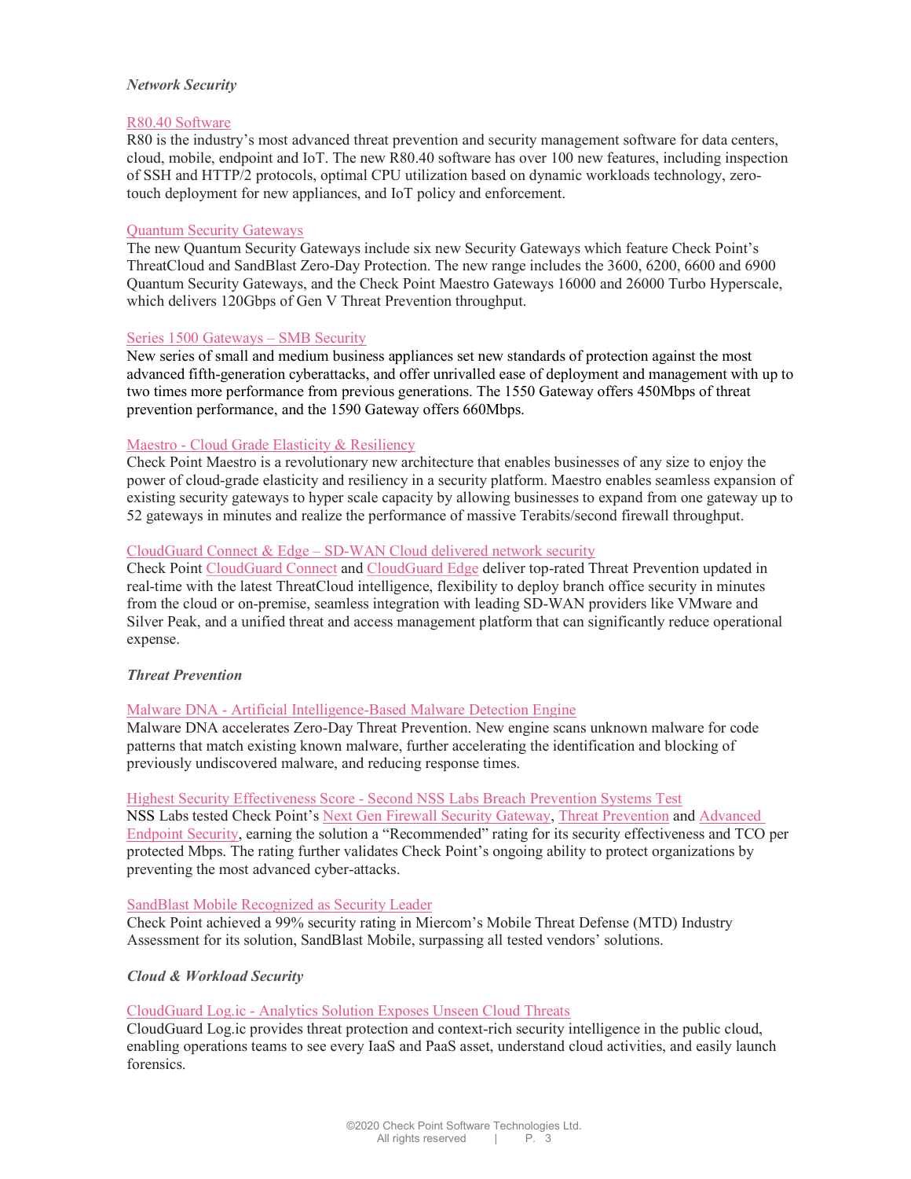*Network Security*

R80.40 Software
R80 is the industry's most advanced threat prevention and security management software for data centers, cloud, mobile, endpoint and IoT. The new R80.40 software has over 100 new features, including inspection of SSH and HTTP/2 protocols, optimal CPU utilization based on dynamic workloads technology, zero-touch deployment for new appliances, and IoT policy and enforcement.

Quantum Security Gateways
The new Quantum Security Gateways include six new Security Gateways which feature Check Point's ThreatCloud and SandBlast Zero-Day Protection. The new range includes the 3600, 6200, 6600 and 6900 Quantum Security Gateways, and the Check Point Maestro Gateways 16000 and 26000 Turbo Hyperscale, which delivers 120Gbps of Gen V Threat Prevention throughput.

Series 1500 Gateways – SMB Security
New series of small and medium business appliances set new standards of protection against the most advanced fifth-generation cyberattacks, and offer unrivalled ease of deployment and management with up to two times more performance from previous generations. The 1550 Gateway offers 450Mbps of threat prevention performance, and the 1590 Gateway offers 660Mbps.

Maestro - Cloud Grade Elasticity & Resiliency
Check Point Maestro is a revolutionary new architecture that enables businesses of any size to enjoy the power of cloud-grade elasticity and resiliency in a security platform. Maestro enables seamless expansion of existing security gateways to hyper scale capacity by allowing businesses to expand from one gateway up to 52 gateways in minutes and realize the performance of massive Terabits/second firewall throughput.

CloudGuard Connect & Edge – SD-WAN Cloud delivered network security
Check Point CloudGuard Connect and CloudGuard Edge deliver top-rated Threat Prevention updated in real-time with the latest ThreatCloud intelligence, flexibility to deploy branch office security in minutes from the cloud or on-premise, seamless integration with leading SD-WAN providers like VMware and Silver Peak, and a unified threat and access management platform that can significantly reduce operational expense.

*Threat Prevention*

Malware DNA - Artificial Intelligence-Based Malware Detection Engine
Malware DNA accelerates Zero-Day Threat Prevention. New engine scans unknown malware for code patterns that match existing known malware, further accelerating the identification and blocking of previously undiscovered malware, and reducing response times.

Highest Security Effectiveness Score - Second NSS Labs Breach Prevention Systems Test
NSS Labs tested Check Point's Next Gen Firewall Security Gateway, Threat Prevention and Advanced Endpoint Security, earning the solution a "Recommended" rating for its security effectiveness and TCO per protected Mbps. The rating further validates Check Point's ongoing ability to protect organizations by preventing the most advanced cyber-attacks.

SandBlast Mobile Recognized as Security Leader
Check Point achieved a 99% security rating in Miercom's Mobile Threat Defense (MTD) Industry Assessment for its solution, SandBlast Mobile, surpassing all tested vendors' solutions.

*Cloud & Workload Security*

CloudGuard Log.ic - Analytics Solution Exposes Unseen Cloud Threats
CloudGuard Log.ic provides threat protection and context-rich security intelligence in the public cloud, enabling operations teams to see every IaaS and PaaS asset, understand cloud activities, and easily launch forensics.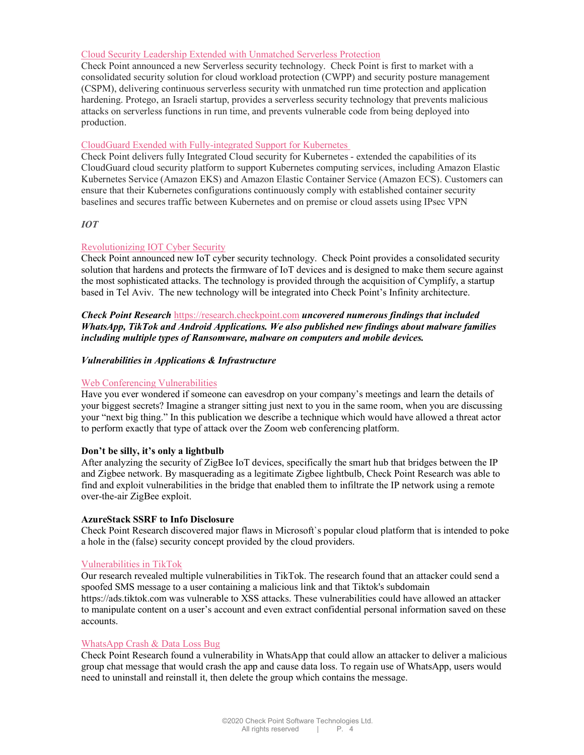Cloud Security Leadership Extended with Unmatched Serverless Protection

Check Point announced a new Serverless security technology. Check Point is first to market with a consolidated security solution for cloud workload protection (CWPP) and security posture management (CSPM), delivering continuous serverless security with unmatched run time protection and application hardening. Protego, an Israeli startup, provides a serverless security technology that prevents malicious attacks on serverless functions in run time, and prevents vulnerable code from being deployed into production.

CloudGuard Exended with Fully-integrated Support for Kubernetes

Check Point delivers fully Integrated Cloud security for Kubernetes - extended the capabilities of its CloudGuard cloud security platform to support Kubernetes computing services, including Amazon Elastic Kubernetes Service (Amazon EKS) and Amazon Elastic Container Service (Amazon ECS). Customers can ensure that their Kubernetes configurations continuously comply with established container security baselines and secures traffic between Kubernetes and on premise or cloud assets using IPsec VPN

***IOT***

Revolutionizing IOT Cyber Security

Check Point announced new IoT cyber security technology. Check Point provides a consolidated security solution that hardens and protects the firmware of IoT devices and is designed to make them secure against the most sophisticated attacks. The technology is provided through the acquisition of Cymplify, a startup based in Tel Aviv. The new technology will be integrated into Check Point's Infinity architecture.

***Check Point Research*** https://research.checkpoint.com ***uncovered numerous findings that included WhatsApp, TikTok and Android Applications. We also published new findings about malware families including multiple types of Ransomware, malware on computers and mobile devices.***

***Vulnerabilities in Applications & Infrastructure***

Web Conferencing Vulnerabilities

Have you ever wondered if someone can eavesdrop on your company's meetings and learn the details of your biggest secrets? Imagine a stranger sitting just next to you in the same room, when you are discussing your "next big thing." In this publication we describe a technique which would have allowed a threat actor to perform exactly that type of attack over the Zoom web conferencing platform.

**Don't be silly, it's only a lightbulb**

After analyzing the security of ZigBee IoT devices, specifically the smart hub that bridges between the IP and Zigbee network. By masquerading as a legitimate Zigbee lightbulb, Check Point Research was able to find and exploit vulnerabilities in the bridge that enabled them to infiltrate the IP network using a remote over-the-air ZigBee exploit.

**AzureStack SSRF to Info Disclosure**

Check Point Research discovered major flaws in Microsoft`s popular cloud platform that is intended to poke a hole in the (false) security concept provided by the cloud providers.

Vulnerabilities in TikTok

Our research revealed multiple vulnerabilities in TikTok. The research found that an attacker could send a spoofed SMS message to a user containing a malicious link and that Tiktok's subdomain https://ads.tiktok.com was vulnerable to XSS attacks. These vulnerabilities could have allowed an attacker to manipulate content on a user's account and even extract confidential personal information saved on these accounts.

WhatsApp Crash & Data Loss Bug

Check Point Research found a vulnerability in WhatsApp that could allow an attacker to deliver a malicious group chat message that would crash the app and cause data loss. To regain use of WhatsApp, users would need to uninstall and reinstall it, then delete the group which contains the message.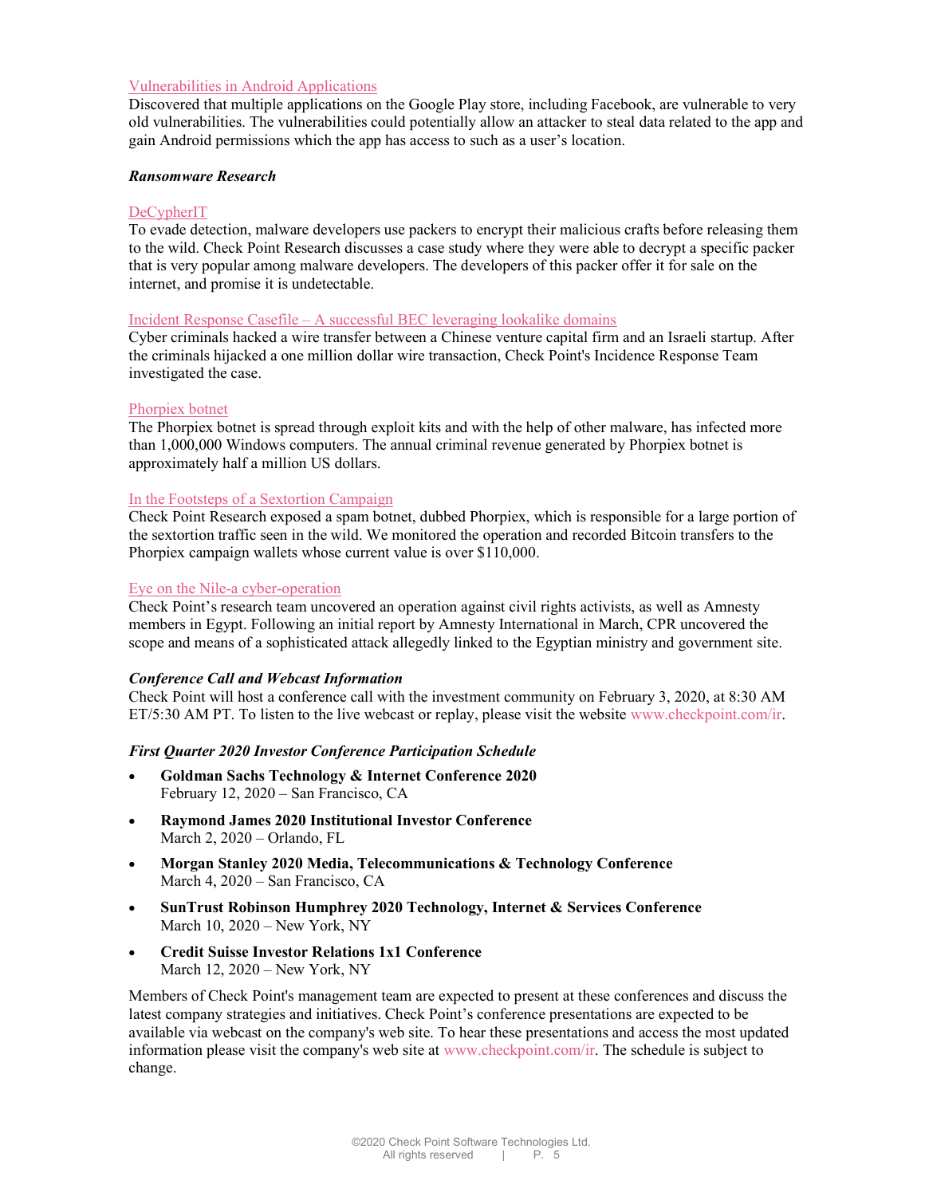Vulnerabilities in Android Applications
Discovered that multiple applications on the Google Play store, including Facebook, are vulnerable to very old vulnerabilities. The vulnerabilities could potentially allow an attacker to steal data related to the app and gain Android permissions which the app has access to such as a user's location.

***Ransomware Research***

DeCypherIT
To evade detection, malware developers use packers to encrypt their malicious crafts before releasing them to the wild. Check Point Research discusses a case study where they were able to decrypt a specific packer that is very popular among malware developers. The developers of this packer offer it for sale on the internet, and promise it is undetectable.

Incident Response Casefile – A successful BEC leveraging lookalike domains
Cyber criminals hacked a wire transfer between a Chinese venture capital firm and an Israeli startup. After the criminals hijacked a one million dollar wire transaction, Check Point's Incidence Response Team investigated the case.

Phorpiex botnet
The Phorpiex botnet is spread through exploit kits and with the help of other malware, has infected more than 1,000,000 Windows computers. The annual criminal revenue generated by Phorpiex botnet is approximately half a million US dollars.

In the Footsteps of a Sextortion Campaign
Check Point Research exposed a spam botnet, dubbed Phorpiex, which is responsible for a large portion of the sextortion traffic seen in the wild. We monitored the operation and recorded Bitcoin transfers to the Phorpiex campaign wallets whose current value is over $110,000.

Eye on the Nile-a cyber-operation
Check Point's research team uncovered an operation against civil rights activists, as well as Amnesty members in Egypt. Following an initial report by Amnesty International in March, CPR uncovered the scope and means of a sophisticated attack allegedly linked to the Egyptian ministry and government site.

***Conference Call and Webcast Information***
Check Point will host a conference call with the investment community on February 3, 2020, at 8:30 AM ET/5:30 AM PT. To listen to the live webcast or replay, please visit the website www.checkpoint.com/ir.

***First Quarter 2020 Investor Conference Participation Schedule***

- **Goldman Sachs Technology & Internet Conference 2020**
  February 12, 2020 – San Francisco, CA
- **Raymond James 2020 Institutional Investor Conference**
  March 2, 2020 – Orlando, FL
- **Morgan Stanley 2020 Media, Telecommunications & Technology Conference**
  March 4, 2020 – San Francisco, CA
- **SunTrust Robinson Humphrey 2020 Technology, Internet & Services Conference**
  March 10, 2020 – New York, NY
- **Credit Suisse Investor Relations 1x1 Conference**
  March 12, 2020 – New York, NY

Members of Check Point's management team are expected to present at these conferences and discuss the latest company strategies and initiatives. Check Point's conference presentations are expected to be available via webcast on the company's web site. To hear these presentations and access the most updated information please visit the company's web site at www.checkpoint.com/ir. The schedule is subject to change.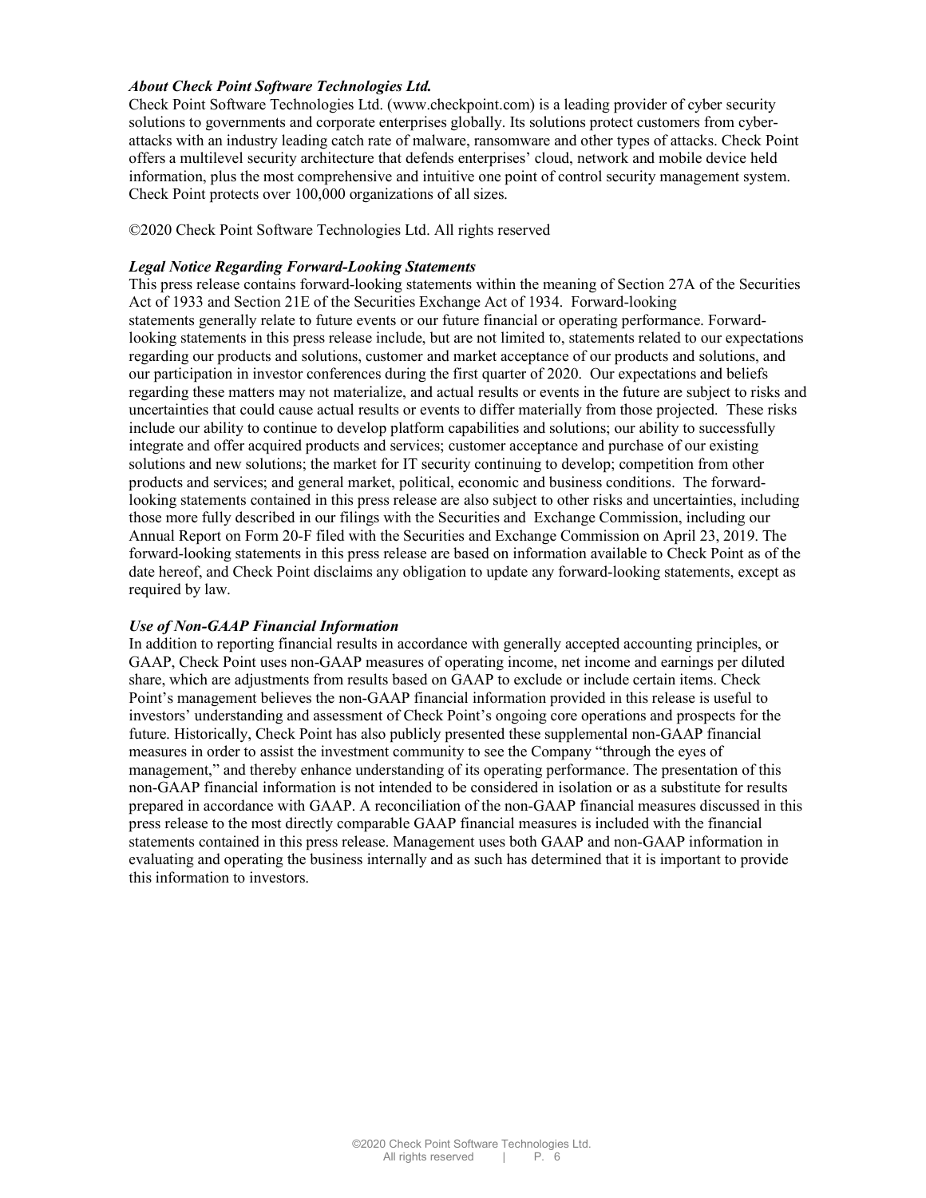***About Check Point Software Technologies Ltd.***

Check Point Software Technologies Ltd. (www.checkpoint.com) is a leading provider of cyber security solutions to governments and corporate enterprises globally. Its solutions protect customers from cyber-attacks with an industry leading catch rate of malware, ransomware and other types of attacks. Check Point offers a multilevel security architecture that defends enterprises' cloud, network and mobile device held information, plus the most comprehensive and intuitive one point of control security management system. Check Point protects over 100,000 organizations of all sizes.

©2020 Check Point Software Technologies Ltd. All rights reserved

***Legal Notice Regarding Forward-Looking Statements***

This press release contains forward-looking statements within the meaning of Section 27A of the Securities Act of 1933 and Section 21E of the Securities Exchange Act of 1934. Forward-looking statements generally relate to future events or our future financial or operating performance. Forward-looking statements in this press release include, but are not limited to, statements related to our expectations regarding our products and solutions, customer and market acceptance of our products and solutions, and our participation in investor conferences during the first quarter of 2020. Our expectations and beliefs regarding these matters may not materialize, and actual results or events in the future are subject to risks and uncertainties that could cause actual results or events to differ materially from those projected. These risks include our ability to continue to develop platform capabilities and solutions; our ability to successfully integrate and offer acquired products and services; customer acceptance and purchase of our existing solutions and new solutions; the market for IT security continuing to develop; competition from other products and services; and general market, political, economic and business conditions. The forward-looking statements contained in this press release are also subject to other risks and uncertainties, including those more fully described in our filings with the Securities and Exchange Commission, including our Annual Report on Form 20-F filed with the Securities and Exchange Commission on April 23, 2019. The forward-looking statements in this press release are based on information available to Check Point as of the date hereof, and Check Point disclaims any obligation to update any forward-looking statements, except as required by law.

***Use of Non-GAAP Financial Information***

In addition to reporting financial results in accordance with generally accepted accounting principles, or GAAP, Check Point uses non-GAAP measures of operating income, net income and earnings per diluted share, which are adjustments from results based on GAAP to exclude or include certain items. Check Point's management believes the non-GAAP financial information provided in this release is useful to investors' understanding and assessment of Check Point's ongoing core operations and prospects for the future. Historically, Check Point has also publicly presented these supplemental non-GAAP financial measures in order to assist the investment community to see the Company "through the eyes of management," and thereby enhance understanding of its operating performance. The presentation of this non-GAAP financial information is not intended to be considered in isolation or as a substitute for results prepared in accordance with GAAP. A reconciliation of the non-GAAP financial measures discussed in this press release to the most directly comparable GAAP financial measures is included with the financial statements contained in this press release. Management uses both GAAP and non-GAAP information in evaluating and operating the business internally and as such has determined that it is important to provide this information to investors.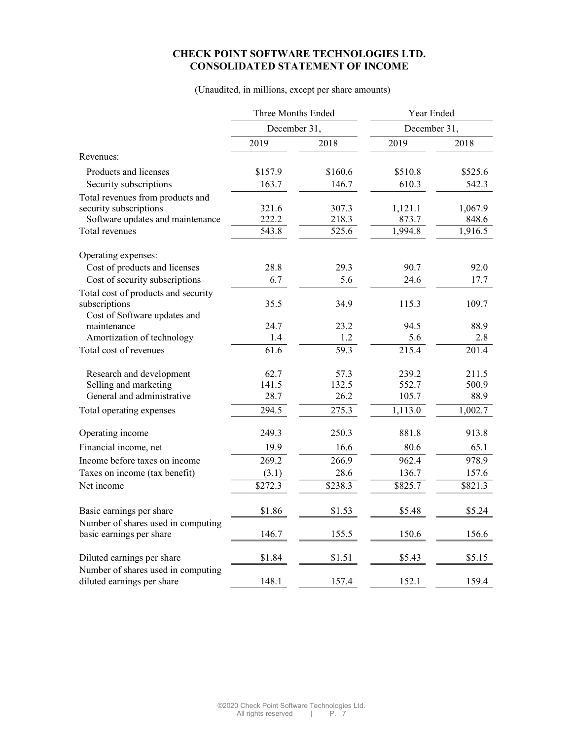# CHECK POINT SOFTWARE TECHNOLOGIES LTD.
## CONSOLIDATED STATEMENT OF INCOME

(Unaudited, in millions, except per share amounts)

| | Three Months Ended December 31, | | Year Ended December 31, | |
|---|---|---|---|---|
| | 2019 | 2018 | 2019 | 2018 |
| Revenues: | | | | |
| Products and licenses | $157.9 | $160.6 | $510.8 | $525.6 |
| Security subscriptions | 163.7 | 146.7 | 610.3 | 542.3 |
| Total revenues from products and security subscriptions | 321.6 | 307.3 | 1,121.1 | 1,067.9 |
| Software updates and maintenance | 222.2 | 218.3 | 873.7 | 848.6 |
| Total revenues | 543.8 | 525.6 | 1,994.8 | 1,916.5 |
| Operating expenses: | | | | |
| Cost of products and licenses | 28.8 | 29.3 | 90.7 | 92.0 |
| Cost of security subscriptions | 6.7 | 5.6 | 24.6 | 17.7 |
| Total cost of products and security subscriptions | 35.5 | 34.9 | 115.3 | 109.7 |
| Cost of Software updates and maintenance | 24.7 | 23.2 | 94.5 | 88.9 |
| Amortization of technology | 1.4 | 1.2 | 5.6 | 2.8 |
| Total cost of revenues | 61.6 | 59.3 | 215.4 | 201.4 |
| Research and development | 62.7 | 57.3 | 239.2 | 211.5 |
| Selling and marketing | 141.5 | 132.5 | 552.7 | 500.9 |
| General and administrative | 28.7 | 26.2 | 105.7 | 88.9 |
| Total operating expenses | 294.5 | 275.3 | 1,113.0 | 1,002.7 |
| Operating income | 249.3 | 250.3 | 881.8 | 913.8 |
| Financial income, net | 19.9 | 16.6 | 80.6 | 65.1 |
| Income before taxes on income | 269.2 | 266.9 | 962.4 | 978.9 |
| Taxes on income (tax benefit) | (3.1) | 28.6 | 136.7 | 157.6 |
| Net income | $272.3 | $238.3 | $825.7 | $821.3 |
| Basic earnings per share | $1.86 | $1.53 | $5.48 | $5.24 |
| Number of shares used in computing basic earnings per share | 146.7 | 155.5 | 150.6 | 156.6 |
| Diluted earnings per share | $1.84 | $1.51 | $5.43 | $5.15 |
| Number of shares used in computing diluted earnings per share | 148.1 | 157.4 | 152.1 | 159.4 |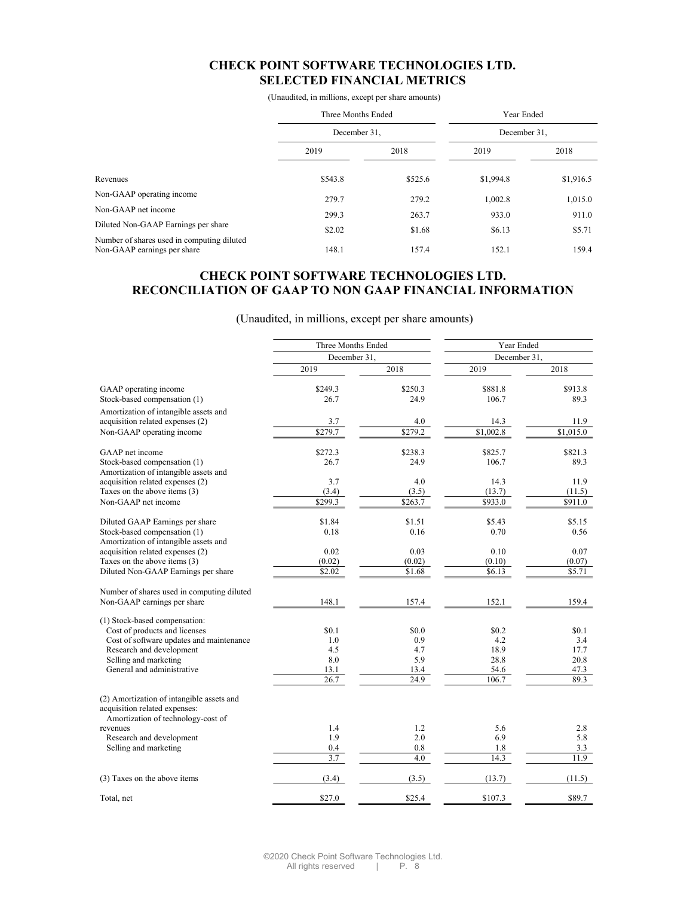# CHECK POINT SOFTWARE TECHNOLOGIES LTD.
## SELECTED FINANCIAL METRICS

(Unaudited, in millions, except per share amounts)

| | Three Months Ended | | Year Ended | |
|---|---|---|---|---|
| | December 31, | | December 31, | |
| | 2019 | 2018 | 2019 | 2018 |
| Revenues | $543.8 | $525.6 | $1,994.8 | $1,916.5 |
| Non-GAAP operating income | 279.7 | 279.2 | 1,002.8 | 1,015.0 |
| Non-GAAP net income | 299.3 | 263.7 | 933.0 | 911.0 |
| Diluted Non-GAAP Earnings per share | $2.02 | $1.68 | $6.13 | $5.71 |
| Number of shares used in computing diluted Non-GAAP earnings per share | 148.1 | 157.4 | 152.1 | 159.4 |

# CHECK POINT SOFTWARE TECHNOLOGIES LTD.
## RECONCILIATION OF GAAP TO NON GAAP FINANCIAL INFORMATION

(Unaudited, in millions, except per share amounts)

| | Three Months Ended | | Year Ended | |
|---|---|---|---|---|
| | December 31, | | December 31, | |
| | 2019 | 2018 | 2019 | 2018 |
| GAAP operating income | $249.3 | $250.3 | $881.8 | $913.8 |
| Stock-based compensation (1) | 26.7 | 24.9 | 106.7 | 89.3 |
| Amortization of intangible assets and acquisition related expenses (2) | 3.7 | 4.0 | 14.3 | 11.9 |
| Non-GAAP operating income | $279.7 | $279.2 | $1,002.8 | $1,015.0 |
| | | | | |
| GAAP net income | $272.3 | $238.3 | $825.7 | $821.3 |
| Stock-based compensation (1) | 26.7 | 24.9 | 106.7 | 89.3 |
| Amortization of intangible assets and acquisition related expenses (2) | 3.7 | 4.0 | 14.3 | 11.9 |
| Taxes on the above items (3) | (3.4) | (3.5) | (13.7) | (11.5) |
| Non-GAAP net income | $299.3 | $263.7 | $933.0 | $911.0 |
| | | | | |
| Diluted GAAP Earnings per share | $1.84 | $1.51 | $5.43 | $5.15 |
| Stock-based compensation (1) | 0.18 | 0.16 | 0.70 | 0.56 |
| Amortization of intangible assets and acquisition related expenses (2) | 0.02 | 0.03 | 0.10 | 0.07 |
| Taxes on the above items (3) | (0.02) | (0.02) | (0.10) | (0.07) |
| Diluted Non-GAAP Earnings per share | $2.02 | $1.68 | $6.13 | $5.71 |
| | | | | |
| Number of shares used in computing diluted Non-GAAP earnings per share | 148.1 | 157.4 | 152.1 | 159.4 |
| | | | | |
| (1) Stock-based compensation: | | | | |
| Cost of products and licenses | $0.1 | $0.0 | $0.2 | $0.1 |
| Cost of software updates and maintenance | 1.0 | 0.9 | 4.2 | 3.4 |
| Research and development | 4.5 | 4.7 | 18.9 | 17.7 |
| Selling and marketing | 8.0 | 5.9 | 28.8 | 20.8 |
| General and administrative | 13.1 | 13.4 | 54.6 | 47.3 |
| | 26.7 | 24.9 | 106.7 | 89.3 |
| | | | | |
| (2) Amortization of intangible assets and acquisition related expenses: | | | | |
| Amortization of technology-cost of revenues | 1.4 | 1.2 | 5.6 | 2.8 |
| Research and development | 1.9 | 2.0 | 6.9 | 5.8 |
| Selling and marketing | 0.4 | 0.8 | 1.8 | 3.3 |
| | 3.7 | 4.0 | 14.3 | 11.9 |
| | | | | |
| (3) Taxes on the above items | (3.4) | (3.5) | (13.7) | (11.5) |
| | | | | |
| Total, net | $27.0 | $25.4 | $107.3 | $89.7 |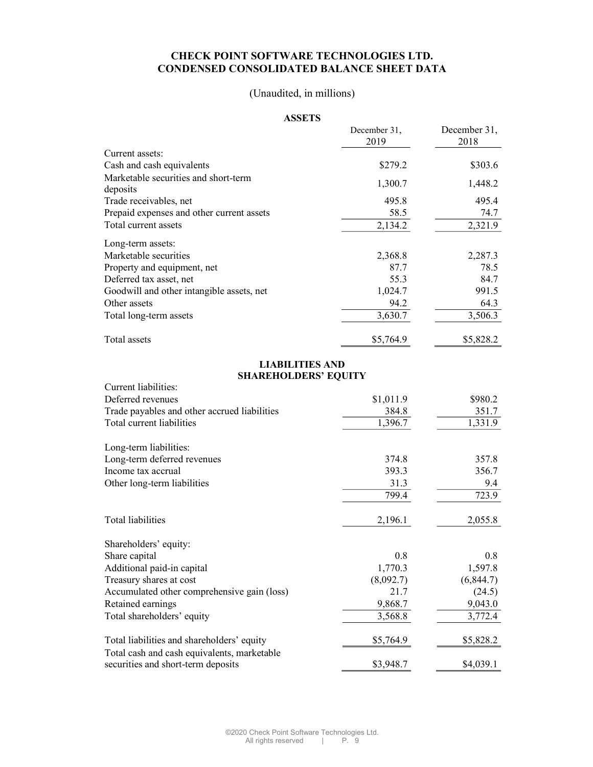# CHECK POINT SOFTWARE TECHNOLOGIES LTD.
# CONDENSED CONSOLIDATED BALANCE SHEET DATA

(Unaudited, in millions)

## ASSETS

| | December 31, 2019 | December 31, 2018 |
|---|---|---|
| Current assets: | | |
| Cash and cash equivalents | $279.2 | $303.6 |
| Marketable securities and short-term deposits | 1,300.7 | 1,448.2 |
| Trade receivables, net | 495.8 | 495.4 |
| Prepaid expenses and other current assets | 58.5 | 74.7 |
| Total current assets | 2,134.2 | 2,321.9 |
| Long-term assets: | | |
| Marketable securities | 2,368.8 | 2,287.3 |
| Property and equipment, net | 87.7 | 78.5 |
| Deferred tax asset, net | 55.3 | 84.7 |
| Goodwill and other intangible assets, net | 1,024.7 | 991.5 |
| Other assets | 94.2 | 64.3 |
| Total long-term assets | 3,630.7 | 3,506.3 |
| Total assets | $5,764.9 | $5,828.2 |

## LIABILITIES AND SHAREHOLDERS' EQUITY

| | December 31, 2019 | December 31, 2018 |
|---|---|---|
| Current liabilities: | | |
| Deferred revenues | $1,011.9 | $980.2 |
| Trade payables and other accrued liabilities | 384.8 | 351.7 |
| Total current liabilities | 1,396.7 | 1,331.9 |
| Long-term liabilities: | | |
| Long-term deferred revenues | 374.8 | 357.8 |
| Income tax accrual | 393.3 | 356.7 |
| Other long-term liabilities | 31.3 | 9.4 |
| | 799.4 | 723.9 |
| Total liabilities | 2,196.1 | 2,055.8 |
| Shareholders' equity: | | |
| Share capital | 0.8 | 0.8 |
| Additional paid-in capital | 1,770.3 | 1,597.8 |
| Treasury shares at cost | (8,092.7) | (6,844.7) |
| Accumulated other comprehensive gain (loss) | 21.7 | (24.5) |
| Retained earnings | 9,868.7 | 9,043.0 |
| Total shareholders' equity | 3,568.8 | 3,772.4 |
| Total liabilities and shareholders' equity | $5,764.9 | $5,828.2 |
| Total cash and cash equivalents, marketable securities and short-term deposits | $3,948.7 | $4,039.1 |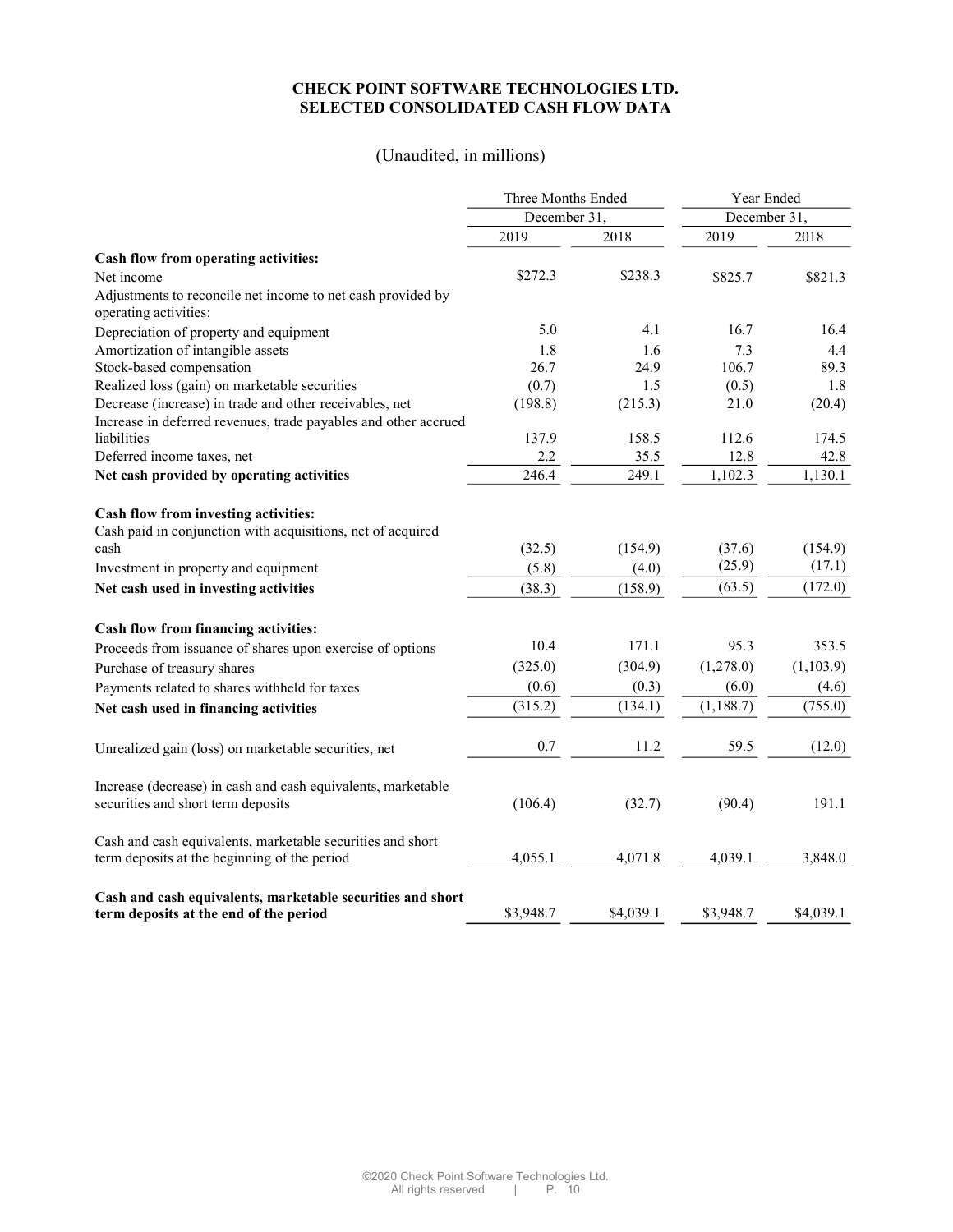**CHECK POINT SOFTWARE TECHNOLOGIES LTD.**
**SELECTED CONSOLIDATED CASH FLOW DATA**

(Unaudited, in millions)

| | Three Months Ended December 31, | | Year Ended December 31, | |
|---|---|---|---|---|
| | 2019 | 2018 | 2019 | 2018 |
| **Cash flow from operating activities:** | | | | |
| Net income | $272.3 | $238.3 | $825.7 | $821.3 |
| Adjustments to reconcile net income to net cash provided by operating activities: | | | | |
| Depreciation of property and equipment | 5.0 | 4.1 | 16.7 | 16.4 |
| Amortization of intangible assets | 1.8 | 1.6 | 7.3 | 4.4 |
| Stock-based compensation | 26.7 | 24.9 | 106.7 | 89.3 |
| Realized loss (gain) on marketable securities | (0.7) | 1.5 | (0.5) | 1.8 |
| Decrease (increase) in trade and other receivables, net | (198.8) | (215.3) | 21.0 | (20.4) |
| Increase in deferred revenues, trade payables and other accrued liabilities | 137.9 | 158.5 | 112.6 | 174.5 |
| Deferred income taxes, net | 2.2 | 35.5 | 12.8 | 42.8 |
| **Net cash provided by operating activities** | 246.4 | 249.1 | 1,102.3 | 1,130.1 |
| **Cash flow from investing activities:** | | | | |
| Cash paid in conjunction with acquisitions, net of acquired cash | (32.5) | (154.9) | (37.6) | (154.9) |
| Investment in property and equipment | (5.8) | (4.0) | (25.9) | (17.1) |
| **Net cash used in investing activities** | (38.3) | (158.9) | (63.5) | (172.0) |
| **Cash flow from financing activities:** | | | | |
| Proceeds from issuance of shares upon exercise of options | 10.4 | 171.1 | 95.3 | 353.5 |
| Purchase of treasury shares | (325.0) | (304.9) | (1,278.0) | (1,103.9) |
| Payments related to shares withheld for taxes | (0.6) | (0.3) | (6.0) | (4.6) |
| **Net cash used in financing activities** | (315.2) | (134.1) | (1,188.7) | (755.0) |
| Unrealized gain (loss) on marketable securities, net | 0.7 | 11.2 | 59.5 | (12.0) |
| Increase (decrease) in cash and cash equivalents, marketable securities and short term deposits | (106.4) | (32.7) | (90.4) | 191.1 |
| Cash and cash equivalents, marketable securities and short term deposits at the beginning of the period | 4,055.1 | 4,071.8 | 4,039.1 | 3,848.0 |
| **Cash and cash equivalents, marketable securities and short term deposits at the end of the period** | $3,948.7 | $4,039.1 | $3,948.7 | $4,039.1 |